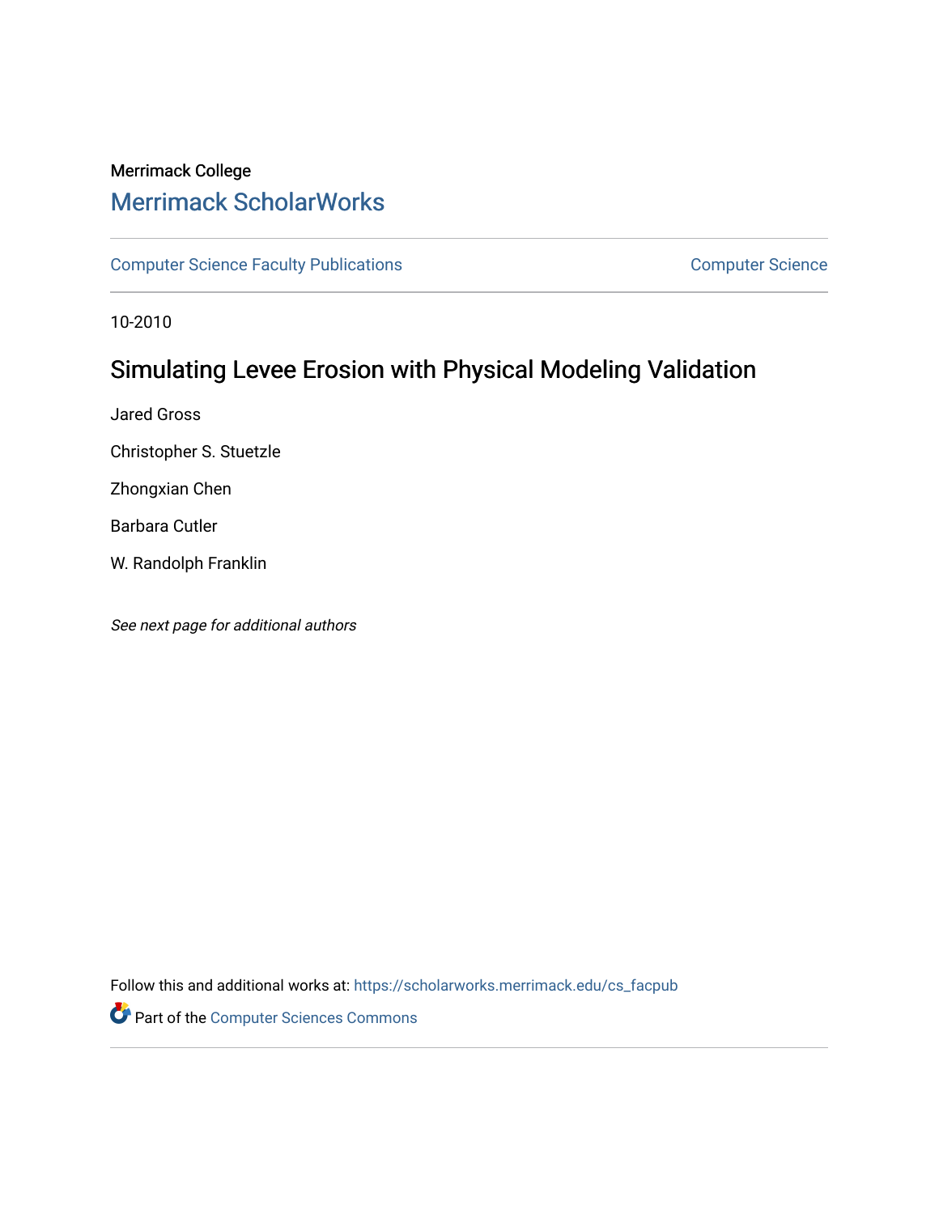Merrimack College

# Merrimack ScholarWorks

Computer Science Faculty Publications | Computer Science

10-2010

## Simulating Levee Erosion with Physical Modeling Validation

Jared Gross

Christopher S. Stuetzle

Zhongxian Chen

Barbara Cutler

W. Randolph Franklin

*See next page for additional authors*

Follow this and additional works at: https://scholarworks.merrimack.edu/cs_facpub

Part of the Computer Sciences Commons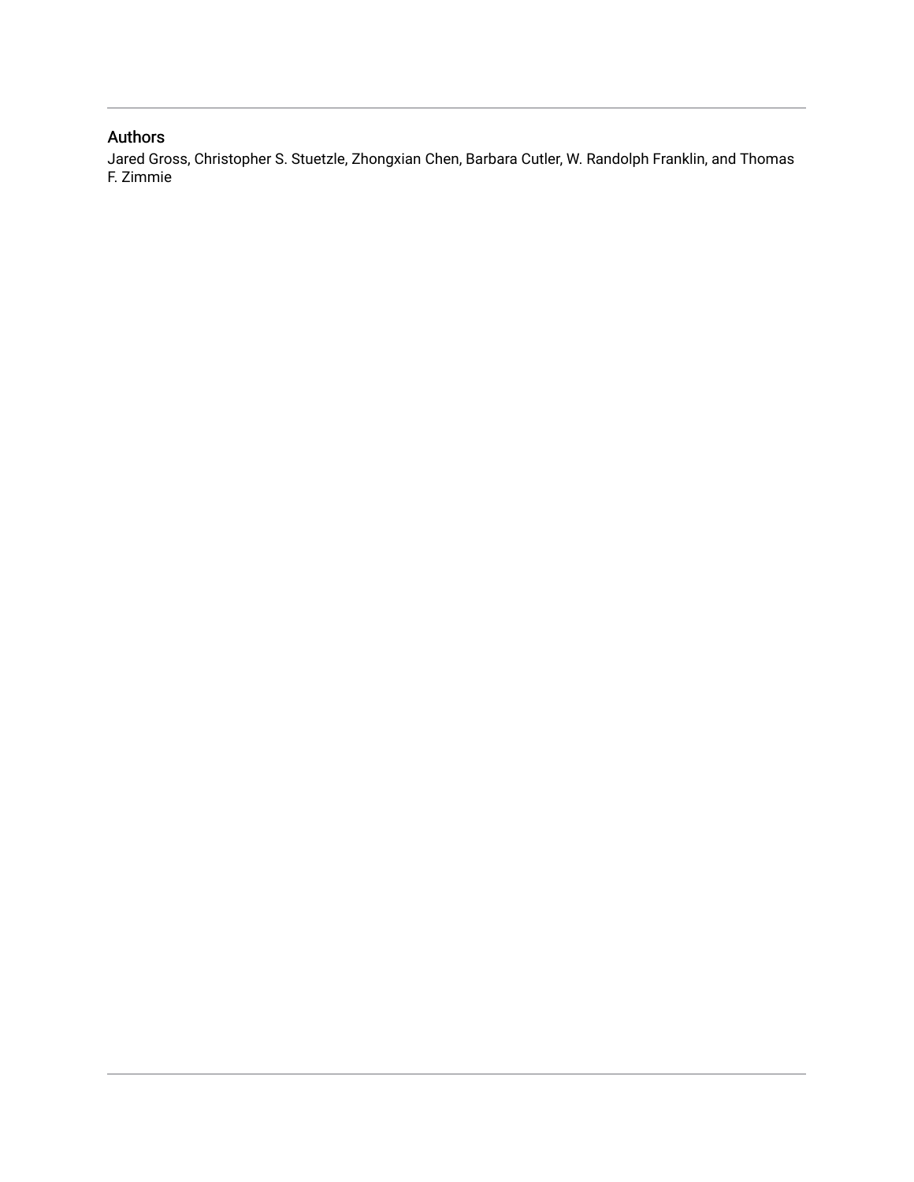## Authors

Jared Gross, Christopher S. Stuetzle, Zhongxian Chen, Barbara Cutler, W. Randolph Franklin, and Thomas F. Zimmie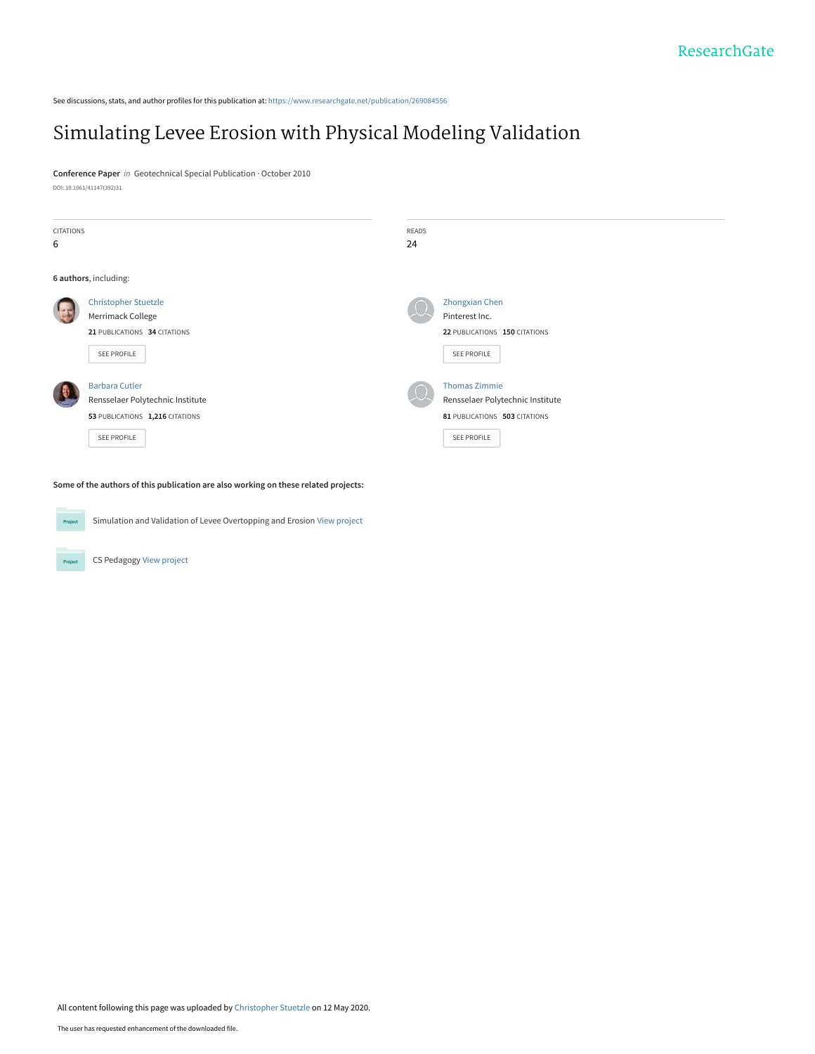See discussions, stats, and author profiles for this publication at: https://www.researchgate.net/publication/269084556

# Simulating Levee Erosion with Physical Modeling Validation

**Conference Paper** *in* Geotechnical Special Publication · October 2010

DOI: 10.1061/41147(392)31

| CITATIONS | READS |
| --- | --- |
| 6 | 24 |

**6 authors**, including:

**Christopher Stuetzle**
Merrimack College
21 PUBLICATIONS 34 CITATIONS
SEE PROFILE

**Zhongxian Chen**
Pinterest Inc.
22 PUBLICATIONS 150 CITATIONS
SEE PROFILE

**Barbara Cutler**
Rensselaer Polytechnic Institute
53 PUBLICATIONS 1,216 CITATIONS
SEE PROFILE

**Thomas Zimmie**
Rensselaer Polytechnic Institute
81 PUBLICATIONS 503 CITATIONS
SEE PROFILE

**Some of the authors of this publication are also working on these related projects:**

Simulation and Validation of Levee Overtopping and Erosion View project

CS Pedagogy View project

All content following this page was uploaded by Christopher Stuetzle on 12 May 2020.

The user has requested enhancement of the downloaded file.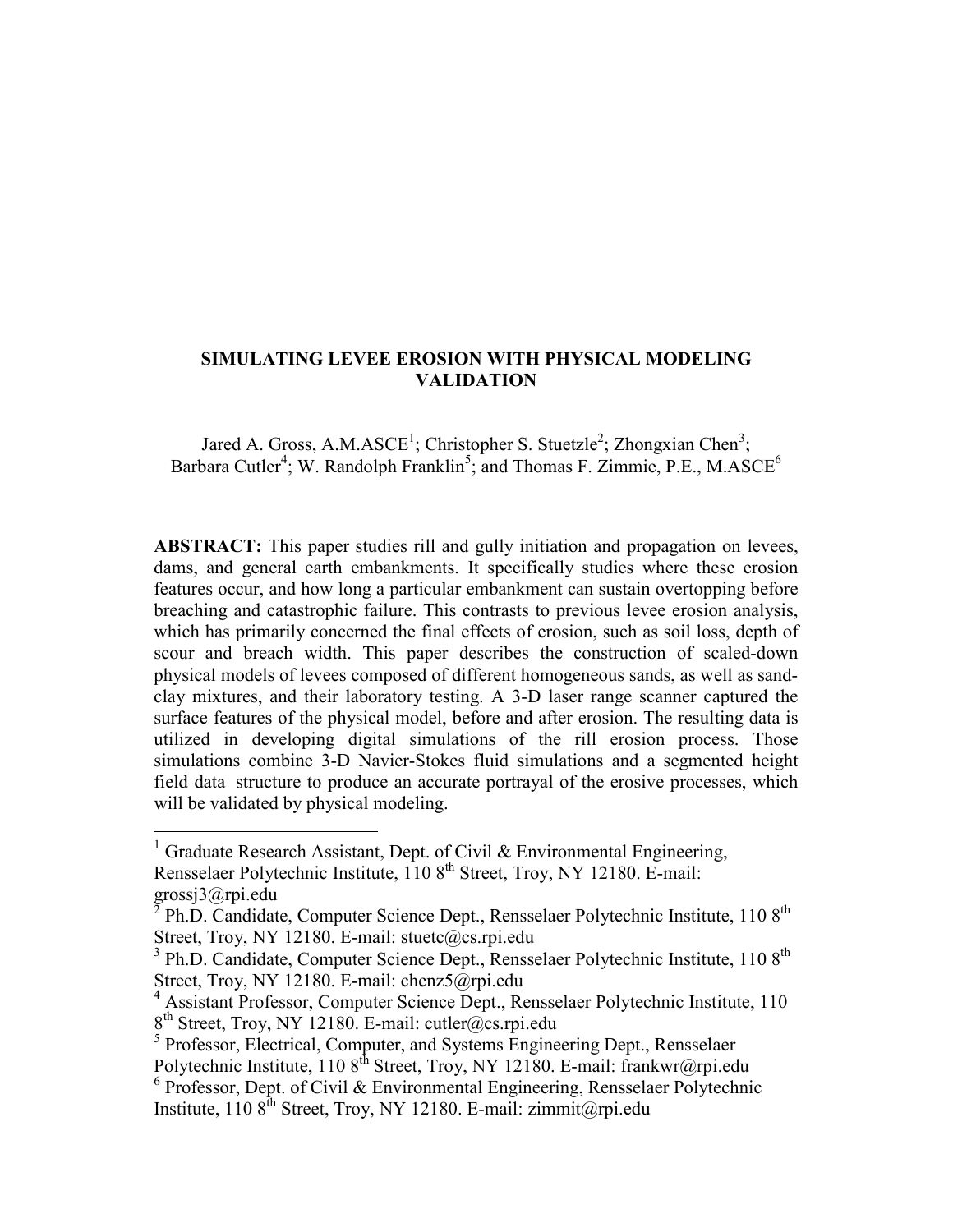# SIMULATING LEVEE EROSION WITH PHYSICAL MODELING VALIDATION

Jared A. Gross, A.M.ASCE[1]; Christopher S. Stuetzle[2]; Zhongxian Chen[3]; Barbara Cutler[4]; W. Randolph Franklin[5]; and Thomas F. Zimmie, P.E., M.ASCE[6]

**ABSTRACT:** This paper studies rill and gully initiation and propagation on levees, dams, and general earth embankments. It specifically studies where these erosion features occur, and how long a particular embankment can sustain overtopping before breaching and catastrophic failure. This contrasts to previous levee erosion analysis, which has primarily concerned the final effects of erosion, such as soil loss, depth of scour and breach width. This paper describes the construction of scaled-down physical models of levees composed of different homogeneous sands, as well as sand-clay mixtures, and their laboratory testing. A 3-D laser range scanner captured the surface features of the physical model, before and after erosion. The resulting data is utilized in developing digital simulations of the rill erosion process. Those simulations combine 3-D Navier-Stokes fluid simulations and a segmented height field data structure to produce an accurate portrayal of the erosive processes, which will be validated by physical modeling.

---

[1] Graduate Research Assistant, Dept. of Civil & Environmental Engineering, Rensselaer Polytechnic Institute, 110 8th Street, Troy, NY 12180. E-mail: grossj3@rpi.edu

[2] Ph.D. Candidate, Computer Science Dept., Rensselaer Polytechnic Institute, 110 8th Street, Troy, NY 12180. E-mail: stuetc@cs.rpi.edu

[3] Ph.D. Candidate, Computer Science Dept., Rensselaer Polytechnic Institute, 110 8th Street, Troy, NY 12180. E-mail: chenz5@rpi.edu

[4] Assistant Professor, Computer Science Dept., Rensselaer Polytechnic Institute, 110 8th Street, Troy, NY 12180. E-mail: cutler@cs.rpi.edu

[5] Professor, Electrical, Computer, and Systems Engineering Dept., Rensselaer Polytechnic Institute, 110 8th Street, Troy, NY 12180. E-mail: frankwr@rpi.edu

[6] Professor, Dept. of Civil & Environmental Engineering, Rensselaer Polytechnic Institute, 110 8th Street, Troy, NY 12180. E-mail: zimmit@rpi.edu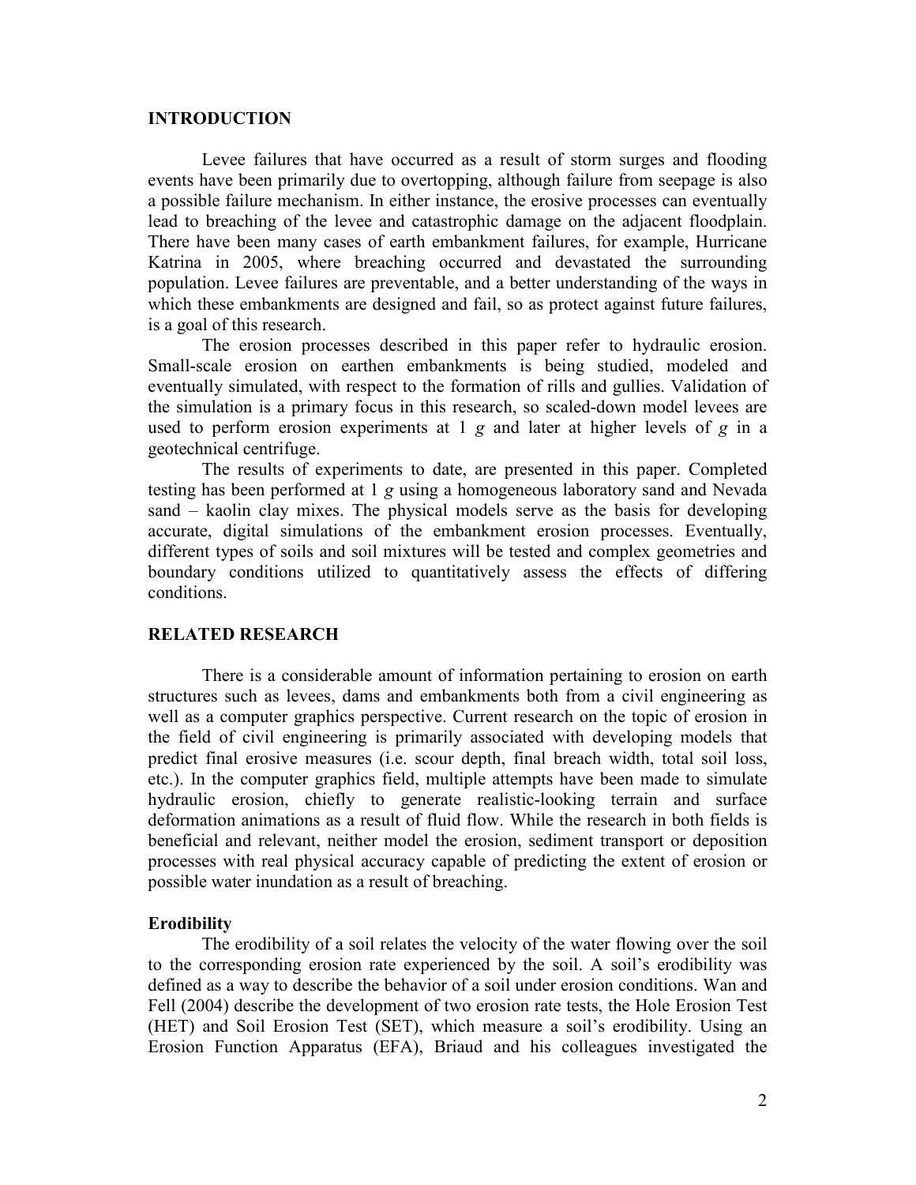## INTRODUCTION

Levee failures that have occurred as a result of storm surges and flooding events have been primarily due to overtopping, although failure from seepage is also a possible failure mechanism. In either instance, the erosive processes can eventually lead to breaching of the levee and catastrophic damage on the adjacent floodplain. There have been many cases of earth embankment failures, for example, Hurricane Katrina in 2005, where breaching occurred and devastated the surrounding population. Levee failures are preventable, and a better understanding of the ways in which these embankments are designed and fail, so as protect against future failures, is a goal of this research.

The erosion processes described in this paper refer to hydraulic erosion. Small-scale erosion on earthen embankments is being studied, modeled and eventually simulated, with respect to the formation of rills and gullies. Validation of the simulation is a primary focus in this research, so scaled-down model levees are used to perform erosion experiments at 1 *g* and later at higher levels of *g* in a geotechnical centrifuge.

The results of experiments to date, are presented in this paper. Completed testing has been performed at 1 *g* using a homogeneous laboratory sand and Nevada sand – kaolin clay mixes. The physical models serve as the basis for developing accurate, digital simulations of the embankment erosion processes. Eventually, different types of soils and soil mixtures will be tested and complex geometries and boundary conditions utilized to quantitatively assess the effects of differing conditions.

## RELATED RESEARCH

There is a considerable amount of information pertaining to erosion on earth structures such as levees, dams and embankments both from a civil engineering as well as a computer graphics perspective. Current research on the topic of erosion in the field of civil engineering is primarily associated with developing models that predict final erosive measures (i.e. scour depth, final breach width, total soil loss, etc.). In the computer graphics field, multiple attempts have been made to simulate hydraulic erosion, chiefly to generate realistic-looking terrain and surface deformation animations as a result of fluid flow. While the research in both fields is beneficial and relevant, neither model the erosion, sediment transport or deposition processes with real physical accuracy capable of predicting the extent of erosion or possible water inundation as a result of breaching.

### Erodibility

The erodibility of a soil relates the velocity of the water flowing over the soil to the corresponding erosion rate experienced by the soil. A soil's erodibility was defined as a way to describe the behavior of a soil under erosion conditions. Wan and Fell (2004) describe the development of two erosion rate tests, the Hole Erosion Test (HET) and Soil Erosion Test (SET), which measure a soil's erodibility. Using an Erosion Function Apparatus (EFA), Briaud and his colleagues investigated the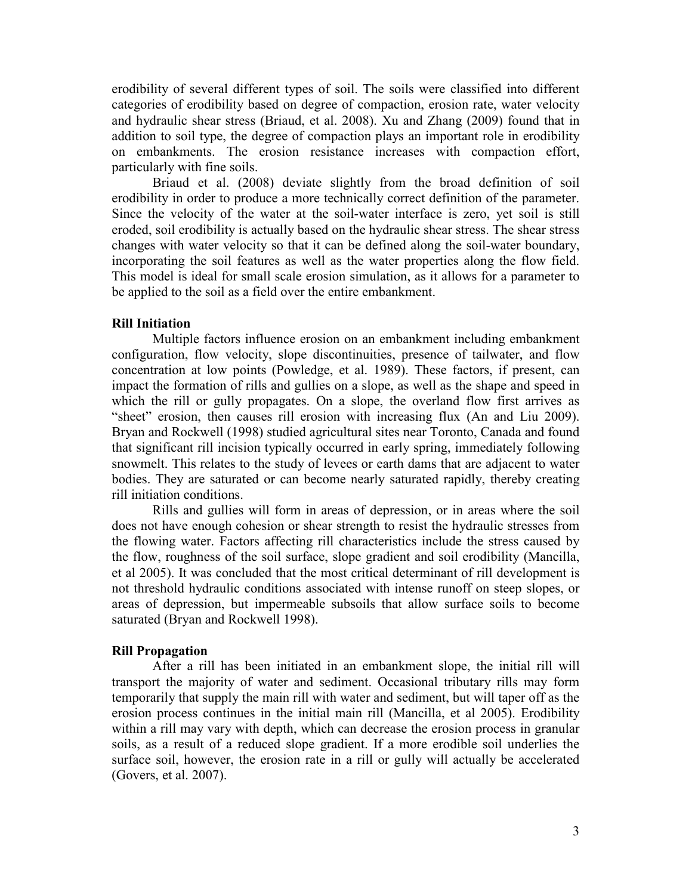erodibility of several different types of soil. The soils were classified into different categories of erodibility based on degree of compaction, erosion rate, water velocity and hydraulic shear stress (Briaud, et al. 2008). Xu and Zhang (2009) found that in addition to soil type, the degree of compaction plays an important role in erodibility on embankments. The erosion resistance increases with compaction effort, particularly with fine soils.

Briaud et al. (2008) deviate slightly from the broad definition of soil erodibility in order to produce a more technically correct definition of the parameter. Since the velocity of the water at the soil-water interface is zero, yet soil is still eroded, soil erodibility is actually based on the hydraulic shear stress. The shear stress changes with water velocity so that it can be defined along the soil-water boundary, incorporating the soil features as well as the water properties along the flow field. This model is ideal for small scale erosion simulation, as it allows for a parameter to be applied to the soil as a field over the entire embankment.

**Rill Initiation**

Multiple factors influence erosion on an embankment including embankment configuration, flow velocity, slope discontinuities, presence of tailwater, and flow concentration at low points (Powledge, et al. 1989). These factors, if present, can impact the formation of rills and gullies on a slope, as well as the shape and speed in which the rill or gully propagates. On a slope, the overland flow first arrives as "sheet" erosion, then causes rill erosion with increasing flux (An and Liu 2009). Bryan and Rockwell (1998) studied agricultural sites near Toronto, Canada and found that significant rill incision typically occurred in early spring, immediately following snowmelt. This relates to the study of levees or earth dams that are adjacent to water bodies. They are saturated or can become nearly saturated rapidly, thereby creating rill initiation conditions.

Rills and gullies will form in areas of depression, or in areas where the soil does not have enough cohesion or shear strength to resist the hydraulic stresses from the flowing water. Factors affecting rill characteristics include the stress caused by the flow, roughness of the soil surface, slope gradient and soil erodibility (Mancilla, et al 2005). It was concluded that the most critical determinant of rill development is not threshold hydraulic conditions associated with intense runoff on steep slopes, or areas of depression, but impermeable subsoils that allow surface soils to become saturated (Bryan and Rockwell 1998).

**Rill Propagation**

After a rill has been initiated in an embankment slope, the initial rill will transport the majority of water and sediment. Occasional tributary rills may form temporarily that supply the main rill with water and sediment, but will taper off as the erosion process continues in the initial main rill (Mancilla, et al 2005). Erodibility within a rill may vary with depth, which can decrease the erosion process in granular soils, as a result of a reduced slope gradient. If a more erodible soil underlies the surface soil, however, the erosion rate in a rill or gully will actually be accelerated (Govers, et al. 2007).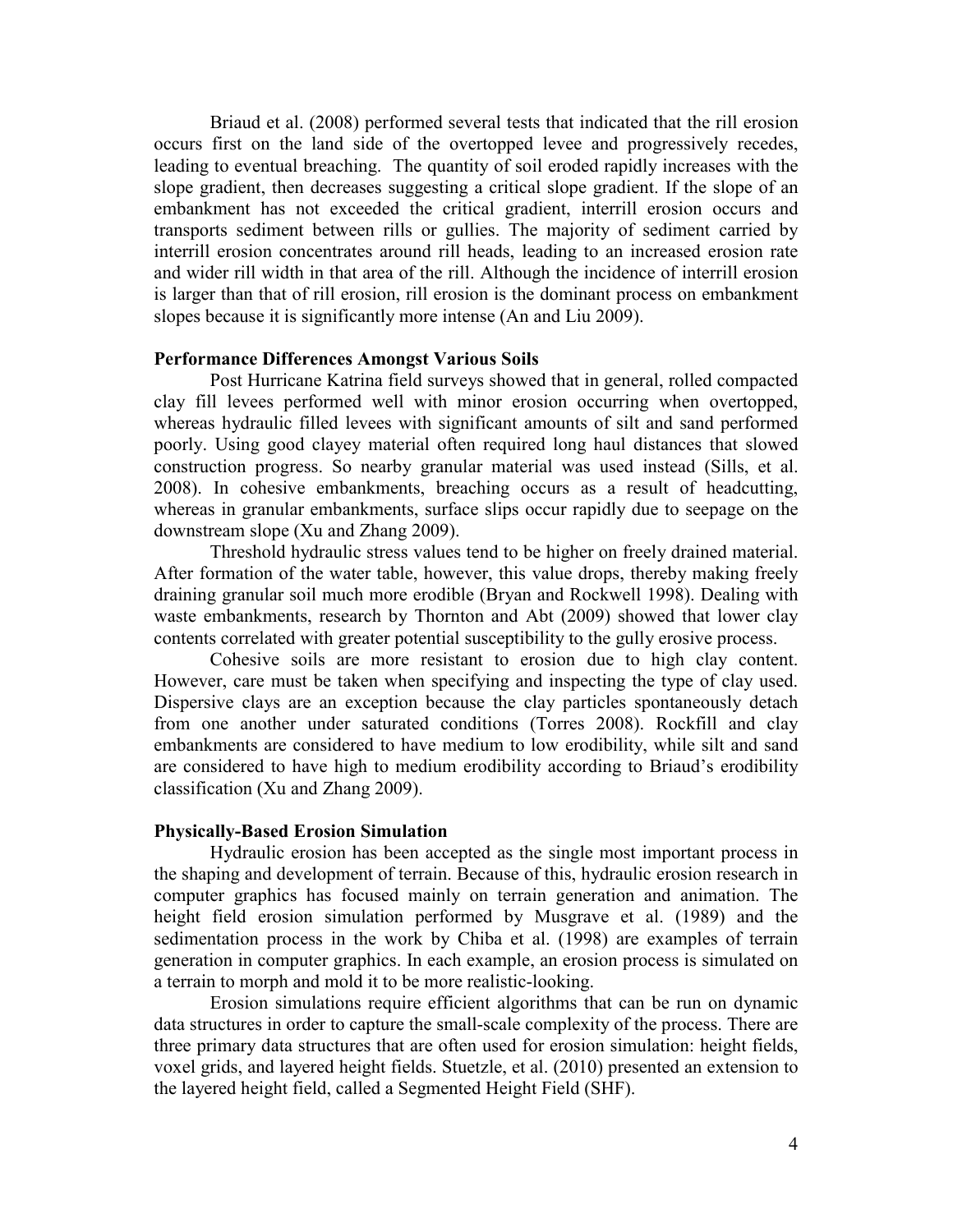Briaud et al. (2008) performed several tests that indicated that the rill erosion occurs first on the land side of the overtopped levee and progressively recedes, leading to eventual breaching. The quantity of soil eroded rapidly increases with the slope gradient, then decreases suggesting a critical slope gradient. If the slope of an embankment has not exceeded the critical gradient, interrill erosion occurs and transports sediment between rills or gullies. The majority of sediment carried by interrill erosion concentrates around rill heads, leading to an increased erosion rate and wider rill width in that area of the rill. Although the incidence of interrill erosion is larger than that of rill erosion, rill erosion is the dominant process on embankment slopes because it is significantly more intense (An and Liu 2009).

**Performance Differences Amongst Various Soils**

Post Hurricane Katrina field surveys showed that in general, rolled compacted clay fill levees performed well with minor erosion occurring when overtopped, whereas hydraulic filled levees with significant amounts of silt and sand performed poorly. Using good clayey material often required long haul distances that slowed construction progress. So nearby granular material was used instead (Sills, et al. 2008). In cohesive embankments, breaching occurs as a result of headcutting, whereas in granular embankments, surface slips occur rapidly due to seepage on the downstream slope (Xu and Zhang 2009).

Threshold hydraulic stress values tend to be higher on freely drained material. After formation of the water table, however, this value drops, thereby making freely draining granular soil much more erodible (Bryan and Rockwell 1998). Dealing with waste embankments, research by Thornton and Abt (2009) showed that lower clay contents correlated with greater potential susceptibility to the gully erosive process.

Cohesive soils are more resistant to erosion due to high clay content. However, care must be taken when specifying and inspecting the type of clay used. Dispersive clays are an exception because the clay particles spontaneously detach from one another under saturated conditions (Torres 2008). Rockfill and clay embankments are considered to have medium to low erodibility, while silt and sand are considered to have high to medium erodibility according to Briaud's erodibility classification (Xu and Zhang 2009).

**Physically-Based Erosion Simulation**

Hydraulic erosion has been accepted as the single most important process in the shaping and development of terrain. Because of this, hydraulic erosion research in computer graphics has focused mainly on terrain generation and animation. The height field erosion simulation performed by Musgrave et al. (1989) and the sedimentation process in the work by Chiba et al. (1998) are examples of terrain generation in computer graphics. In each example, an erosion process is simulated on a terrain to morph and mold it to be more realistic-looking.

Erosion simulations require efficient algorithms that can be run on dynamic data structures in order to capture the small-scale complexity of the process. There are three primary data structures that are often used for erosion simulation: height fields, voxel grids, and layered height fields. Stuetzle, et al. (2010) presented an extension to the layered height field, called a Segmented Height Field (SHF).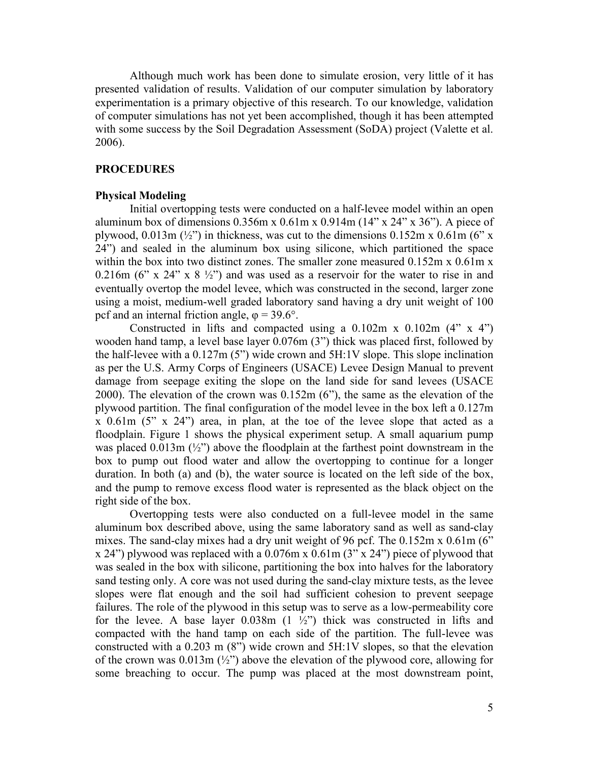Although much work has been done to simulate erosion, very little of it has presented validation of results. Validation of our computer simulation by laboratory experimentation is a primary objective of this research. To our knowledge, validation of computer simulations has not yet been accomplished, though it has been attempted with some success by the Soil Degradation Assessment (SoDA) project (Valette et al. 2006).

## PROCEDURES

### Physical Modeling

Initial overtopping tests were conducted on a half-levee model within an open aluminum box of dimensions 0.356m x 0.61m x 0.914m (14" x 24" x 36"). A piece of plywood, 0.013m (½") in thickness, was cut to the dimensions 0.152m x 0.61m (6" x 24") and sealed in the aluminum box using silicone, which partitioned the space within the box into two distinct zones. The smaller zone measured 0.152m x 0.61m x 0.216m (6" x 24" x 8 ½") and was used as a reservoir for the water to rise in and eventually overtop the model levee, which was constructed in the second, larger zone using a moist, medium-well graded laboratory sand having a dry unit weight of 100 pcf and an internal friction angle, $\varphi = 39.6°$.

Constructed in lifts and compacted using a 0.102m x 0.102m (4" x 4") wooden hand tamp, a level base layer 0.076m (3") thick was placed first, followed by the half-levee with a 0.127m (5") wide crown and 5H:1V slope. This slope inclination as per the U.S. Army Corps of Engineers (USACE) Levee Design Manual to prevent damage from seepage exiting the slope on the land side for sand levees (USACE 2000). The elevation of the crown was 0.152m (6"), the same as the elevation of the plywood partition. The final configuration of the model levee in the box left a 0.127m x 0.61m (5" x 24") area, in plan, at the toe of the levee slope that acted as a floodplain. Figure 1 shows the physical experiment setup. A small aquarium pump was placed 0.013m (½") above the floodplain at the farthest point downstream in the box to pump out flood water and allow the overtopping to continue for a longer duration. In both (a) and (b), the water source is located on the left side of the box, and the pump to remove excess flood water is represented as the black object on the right side of the box.

Overtopping tests were also conducted on a full-levee model in the same aluminum box described above, using the same laboratory sand as well as sand-clay mixes. The sand-clay mixes had a dry unit weight of 96 pcf. The 0.152m x 0.61m (6" x 24") plywood was replaced with a 0.076m x 0.61m (3" x 24") piece of plywood that was sealed in the box with silicone, partitioning the box into halves for the laboratory sand testing only. A core was not used during the sand-clay mixture tests, as the levee slopes were flat enough and the soil had sufficient cohesion to prevent seepage failures. The role of the plywood in this setup was to serve as a low-permeability core for the levee. A base layer 0.038m (1 ½") thick was constructed in lifts and compacted with the hand tamp on each side of the partition. The full-levee was constructed with a 0.203 m (8") wide crown and 5H:1V slopes, so that the elevation of the crown was 0.013m (½") above the elevation of the plywood core, allowing for some breaching to occur. The pump was placed at the most downstream point,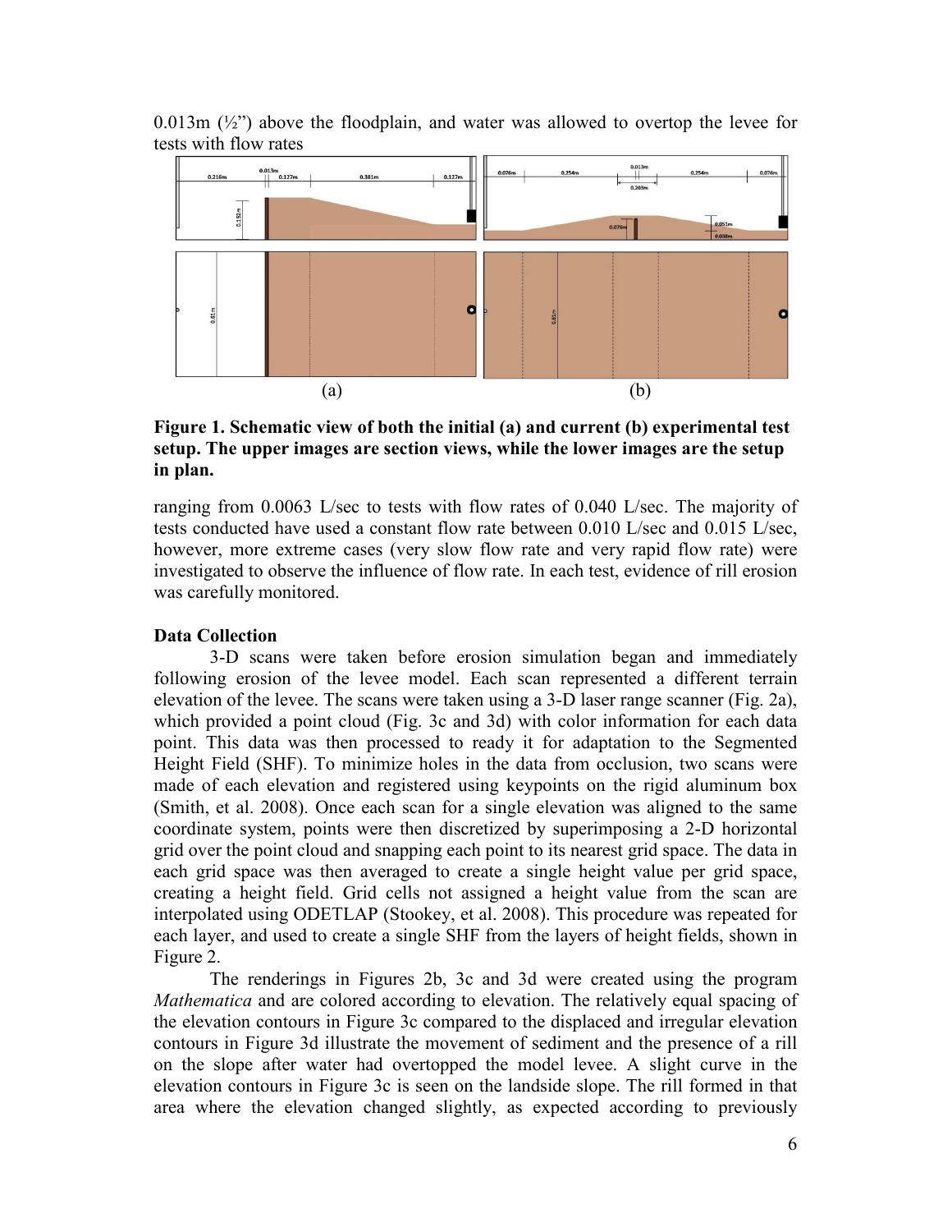0.013m (½") above the floodplain, and water was allowed to overtop the levee for tests with flow rates

**Figure 1. Schematic view of both the initial (a) and current (b) experimental test setup. The upper images are section views, while the lower images are the setup in plan.**

ranging from 0.0063 L/sec to tests with flow rates of 0.040 L/sec. The majority of tests conducted have used a constant flow rate between 0.010 L/sec and 0.015 L/sec, however, more extreme cases (very slow flow rate and very rapid flow rate) were investigated to observe the influence of flow rate. In each test, evidence of rill erosion was carefully monitored.

**Data Collection**

3-D scans were taken before erosion simulation began and immediately following erosion of the levee model. Each scan represented a different terrain elevation of the levee. The scans were taken using a 3-D laser range scanner (Fig. 2a), which provided a point cloud (Fig. 3c and 3d) with color information for each data point. This data was then processed to ready it for adaptation to the Segmented Height Field (SHF). To minimize holes in the data from occlusion, two scans were made of each elevation and registered using keypoints on the rigid aluminum box (Smith, et al. 2008). Once each scan for a single elevation was aligned to the same coordinate system, points were then discretized by superimposing a 2-D horizontal grid over the point cloud and snapping each point to its nearest grid space. The data in each grid space was then averaged to create a single height value per grid space, creating a height field. Grid cells not assigned a height value from the scan are interpolated using ODETLAP (Stookey, et al. 2008). This procedure was repeated for each layer, and used to create a single SHF from the layers of height fields, shown in Figure 2.

The renderings in Figures 2b, 3c and 3d were created using the program *Mathematica* and are colored according to elevation. The relatively equal spacing of the elevation contours in Figure 3c compared to the displaced and irregular elevation contours in Figure 3d illustrate the movement of sediment and the presence of a rill on the slope after water had overtopped the model levee. A slight curve in the elevation contours in Figure 3c is seen on the landside slope. The rill formed in that area where the elevation changed slightly, as expected according to previously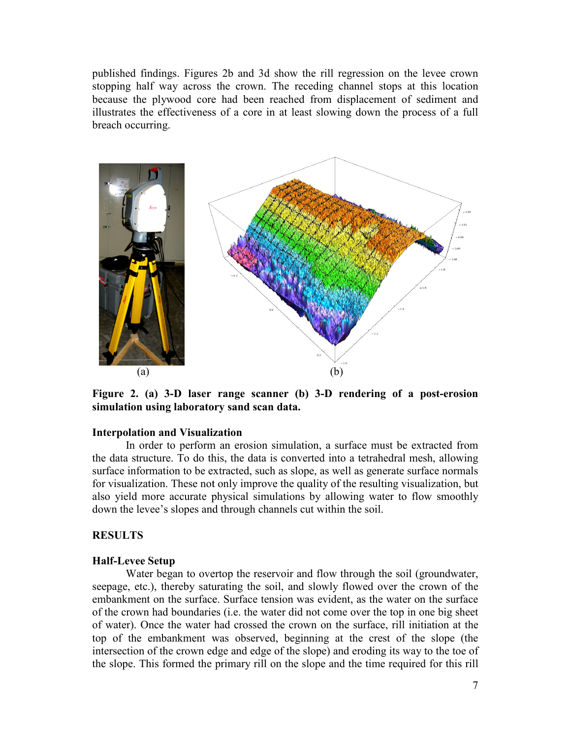published findings. Figures 2b and 3d show the rill regression on the levee crown stopping half way across the crown. The receding channel stops at this location because the plywood core had been reached from displacement of sediment and illustrates the effectiveness of a core in at least slowing down the process of a full breach occurring.

(a) (b)

**Figure 2. (a) 3-D laser range scanner (b) 3-D rendering of a post-erosion simulation using laboratory sand scan data.**

### Interpolation and Visualization

In order to perform an erosion simulation, a surface must be extracted from the data structure. To do this, the data is converted into a tetrahedral mesh, allowing surface information to be extracted, such as slope, as well as generate surface normals for visualization. These not only improve the quality of the resulting visualization, but also yield more accurate physical simulations by allowing water to flow smoothly down the levee's slopes and through channels cut within the soil.

## RESULTS

### Half-Levee Setup

Water began to overtop the reservoir and flow through the soil (groundwater, seepage, etc.), thereby saturating the soil, and slowly flowed over the crown of the embankment on the surface. Surface tension was evident, as the water on the surface of the crown had boundaries (i.e. the water did not come over the top in one big sheet of water). Once the water had crossed the crown on the surface, rill initiation at the top of the embankment was observed, beginning at the crest of the slope (the intersection of the crown edge and edge of the slope) and eroding its way to the toe of the slope. This formed the primary rill on the slope and the time required for this rill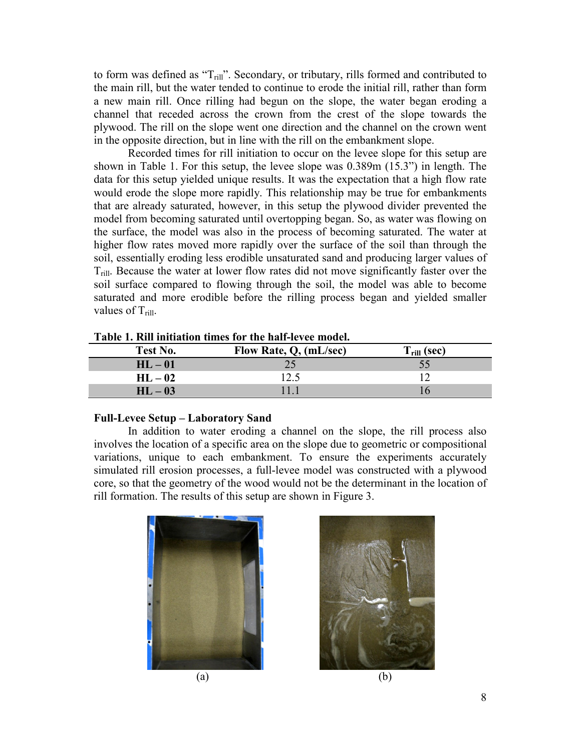to form was defined as "$T_{rill}$". Secondary, or tributary, rills formed and contributed to the main rill, but the water tended to continue to erode the initial rill, rather than form a new main rill. Once rilling had begun on the slope, the water began eroding a channel that receded across the crown from the crest of the slope towards the plywood. The rill on the slope went one direction and the channel on the crown went in the opposite direction, but in line with the rill on the embankment slope.

Recorded times for rill initiation to occur on the levee slope for this setup are shown in Table 1. For this setup, the levee slope was 0.389m (15.3") in length. The data for this setup yielded unique results. It was the expectation that a high flow rate would erode the slope more rapidly. This relationship may be true for embankments that are already saturated, however, in this setup the plywood divider prevented the model from becoming saturated until overtopping began. So, as water was flowing on the surface, the model was also in the process of becoming saturated. The water at higher flow rates moved more rapidly over the surface of the soil than through the soil, essentially eroding less erodible unsaturated sand and producing larger values of $T_{rill}$. Because the water at lower flow rates did not move significantly faster over the soil surface compared to flowing through the soil, the model was able to become saturated and more erodible before the rilling process began and yielded smaller values of $T_{rill}$.

**Table 1. Rill initiation times for the half-levee model.**

| Test No. | Flow Rate, Q, (mL/sec) | $T_{rill}$ (sec) |
|---|---|---|
| HL – 01 | 25 | 55 |
| HL – 02 | 12.5 | 12 |
| HL – 03 | 11.1 | 16 |

**Full-Levee Setup – Laboratory Sand**

In addition to water eroding a channel on the slope, the rill process also involves the location of a specific area on the slope due to geometric or compositional variations, unique to each embankment. To ensure the experiments accurately simulated rill erosion processes, a full-levee model was constructed with a plywood core, so that the geometry of the wood would not be the determinant in the location of rill formation. The results of this setup are shown in Figure 3.

(a) (b)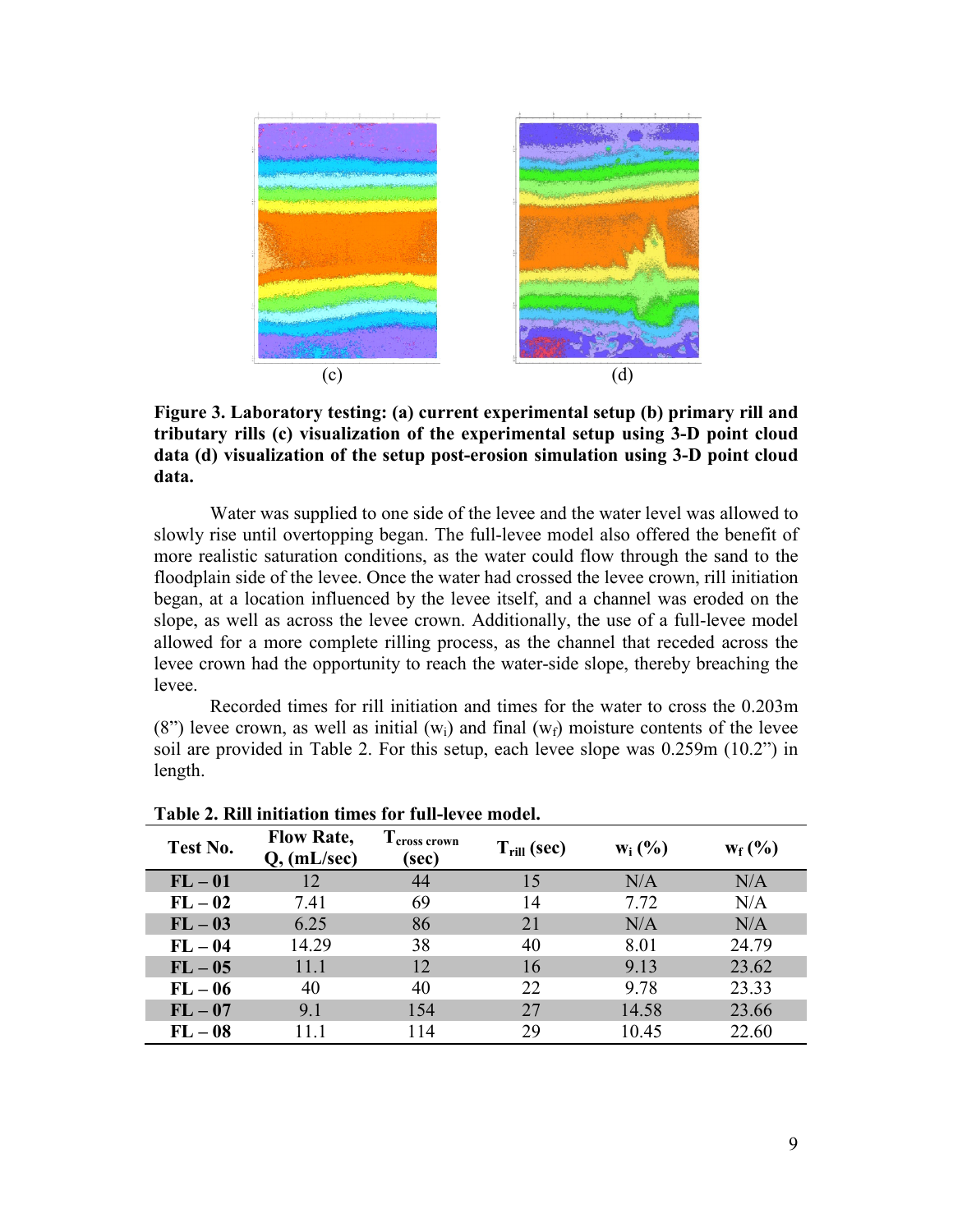(c) (d)

**Figure 3. Laboratory testing: (a) current experimental setup (b) primary rill and tributary rills (c) visualization of the experimental setup using 3-D point cloud data (d) visualization of the setup post-erosion simulation using 3-D point cloud data.**

Water was supplied to one side of the levee and the water level was allowed to slowly rise until overtopping began. The full-levee model also offered the benefit of more realistic saturation conditions, as the water could flow through the sand to the floodplain side of the levee. Once the water had crossed the levee crown, rill initiation began, at a location influenced by the levee itself, and a channel was eroded on the slope, as well as across the levee crown. Additionally, the use of a full-levee model allowed for a more complete rilling process, as the channel that receded across the levee crown had the opportunity to reach the water-side slope, thereby breaching the levee.

Recorded times for rill initiation and times for the water to cross the 0.203m (8”) levee crown, as well as initial ($w_i$) and final ($w_f$) moisture contents of the levee soil are provided in Table 2. For this setup, each levee slope was 0.259m (10.2”) in length.

**Table 2. Rill initiation times for full-levee model.**

| Test No. | Flow Rate, Q, (mL/sec) | $T_{cross\ crown}$ (sec) | $T_{rill}$ (sec) | $w_i$ (%) | $w_f$ (%) |
|---|---|---|---|---|---|
| **FL – 01** | 12 | 44 | 15 | N/A | N/A |
| **FL – 02** | 7.41 | 69 | 14 | 7.72 | N/A |
| **FL – 03** | 6.25 | 86 | 21 | N/A | N/A |
| **FL – 04** | 14.29 | 38 | 40 | 8.01 | 24.79 |
| **FL – 05** | 11.1 | 12 | 16 | 9.13 | 23.62 |
| **FL – 06** | 40 | 40 | 22 | 9.78 | 23.33 |
| **FL – 07** | 9.1 | 154 | 27 | 14.58 | 23.66 |
| **FL – 08** | 11.1 | 114 | 29 | 10.45 | 22.60 |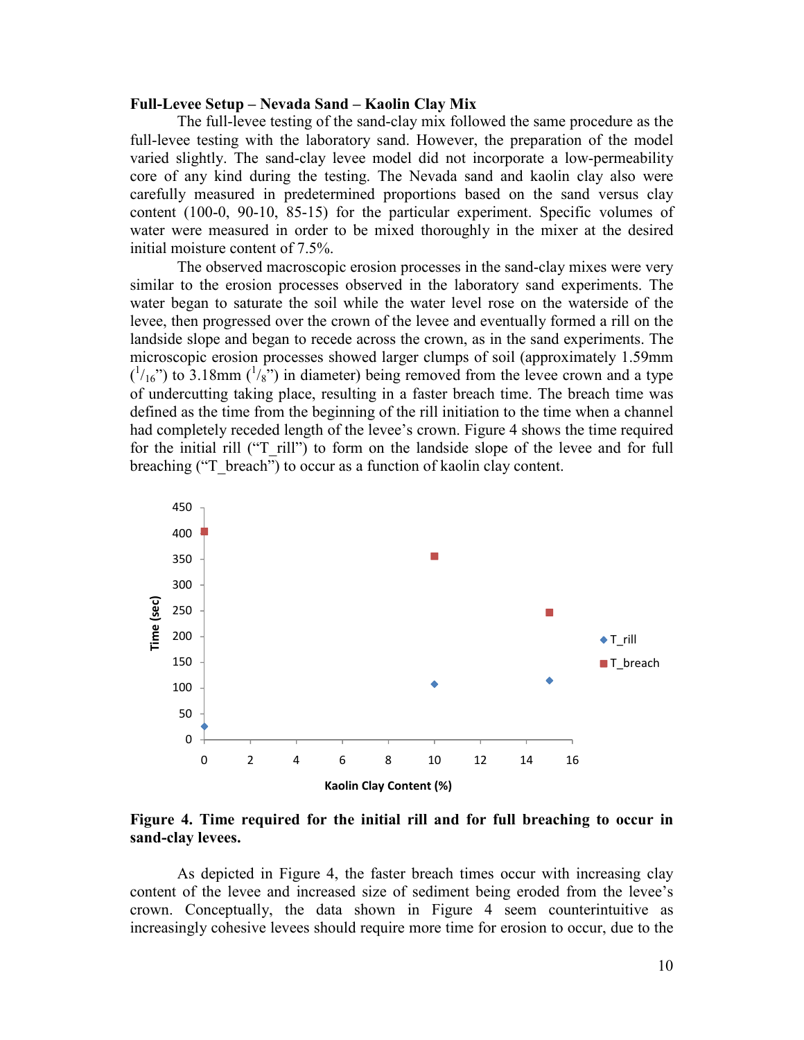**Full-Levee Setup – Nevada Sand – Kaolin Clay Mix**

The full-levee testing of the sand-clay mix followed the same procedure as the full-levee testing with the laboratory sand. However, the preparation of the model varied slightly. The sand-clay levee model did not incorporate a low-permeability core of any kind during the testing. The Nevada sand and kaolin clay also were carefully measured in predetermined proportions based on the sand versus clay content (100-0, 90-10, 85-15) for the particular experiment. Specific volumes of water were measured in order to be mixed thoroughly in the mixer at the desired initial moisture content of 7.5%.

The observed macroscopic erosion processes in the sand-clay mixes were very similar to the erosion processes observed in the laboratory sand experiments. The water began to saturate the soil while the water level rose on the waterside of the levee, then progressed over the crown of the levee and eventually formed a rill on the landside slope and began to recede across the crown, as in the sand experiments. The microscopic erosion processes showed larger clumps of soil (approximately 1.59mm ($^{1}/_{16}$") to 3.18mm ($^{1}/_{8}$") in diameter) being removed from the levee crown and a type of undercutting taking place, resulting in a faster breach time. The breach time was defined as the time from the beginning of the rill initiation to the time when a channel had completely receded length of the levee's crown. Figure 4 shows the time required for the initial rill ("T_rill") to form on the landside slope of the levee and for full breaching ("T_breach") to occur as a function of kaolin clay content.

**Figure 4. Time required for the initial rill and for full breaching to occur in sand-clay levees.**

As depicted in Figure 4, the faster breach times occur with increasing clay content of the levee and increased size of sediment being eroded from the levee's crown. Conceptually, the data shown in Figure 4 seem counterintuitive as increasingly cohesive levees should require more time for erosion to occur, due to the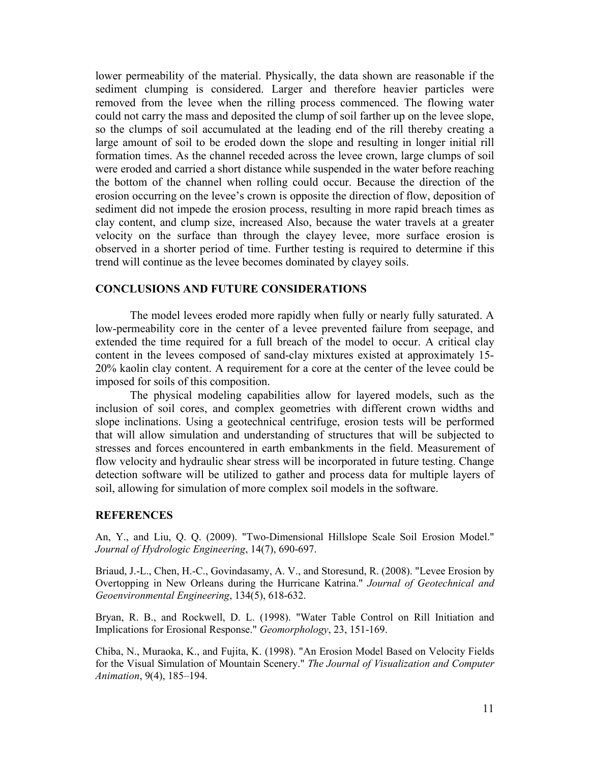lower permeability of the material. Physically, the data shown are reasonable if the sediment clumping is considered. Larger and therefore heavier particles were removed from the levee when the rilling process commenced. The flowing water could not carry the mass and deposited the clump of soil farther up on the levee slope, so the clumps of soil accumulated at the leading end of the rill thereby creating a large amount of soil to be eroded down the slope and resulting in longer initial rill formation times. As the channel receded across the levee crown, large clumps of soil were eroded and carried a short distance while suspended in the water before reaching the bottom of the channel when rolling could occur. Because the direction of the erosion occurring on the levee's crown is opposite the direction of flow, deposition of sediment did not impede the erosion process, resulting in more rapid breach times as clay content, and clump size, increased Also, because the water travels at a greater velocity on the surface than through the clayey levee, more surface erosion is observed in a shorter period of time. Further testing is required to determine if this trend will continue as the levee becomes dominated by clayey soils.

## CONCLUSIONS AND FUTURE CONSIDERATIONS

The model levees eroded more rapidly when fully or nearly fully saturated. A low-permeability core in the center of a levee prevented failure from seepage, and extended the time required for a full breach of the model to occur. A critical clay content in the levees composed of sand-clay mixtures existed at approximately 15-20% kaolin clay content. A requirement for a core at the center of the levee could be imposed for soils of this composition.

The physical modeling capabilities allow for layered models, such as the inclusion of soil cores, and complex geometries with different crown widths and slope inclinations. Using a geotechnical centrifuge, erosion tests will be performed that will allow simulation and understanding of structures that will be subjected to stresses and forces encountered in earth embankments in the field. Measurement of flow velocity and hydraulic shear stress will be incorporated in future testing. Change detection software will be utilized to gather and process data for multiple layers of soil, allowing for simulation of more complex soil models in the software.

## REFERENCES

An, Y., and Liu, Q. Q. (2009). "Two-Dimensional Hillslope Scale Soil Erosion Model." *Journal of Hydrologic Engineering*, 14(7), 690-697.

Briaud, J.-L., Chen, H.-C., Govindasamy, A. V., and Storesund, R. (2008). "Levee Erosion by Overtopping in New Orleans during the Hurricane Katrina." *Journal of Geotechnical and Geoenvironmental Engineering*, 134(5), 618-632.

Bryan, R. B., and Rockwell, D. L. (1998). "Water Table Control on Rill Initiation and Implications for Erosional Response." *Geomorphology*, 23, 151-169.

Chiba, N., Muraoka, K., and Fujita, K. (1998). "An Erosion Model Based on Velocity Fields for the Visual Simulation of Mountain Scenery." *The Journal of Visualization and Computer Animation*, 9(4), 185–194.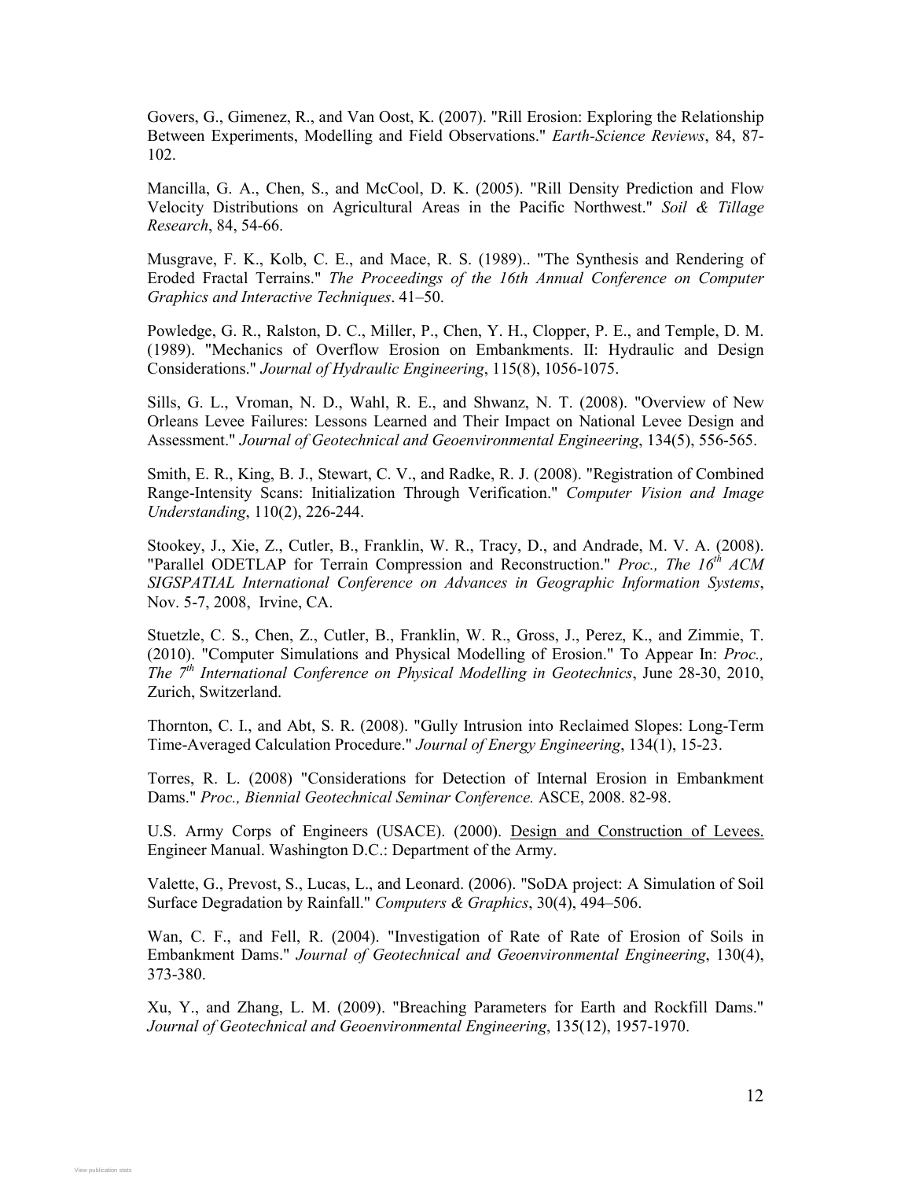Govers, G., Gimenez, R., and Van Oost, K. (2007). "Rill Erosion: Exploring the Relationship Between Experiments, Modelling and Field Observations." *Earth-Science Reviews*, 84, 87-102.

Mancilla, G. A., Chen, S., and McCool, D. K. (2005). "Rill Density Prediction and Flow Velocity Distributions on Agricultural Areas in the Pacific Northwest." *Soil & Tillage Research*, 84, 54-66.

Musgrave, F. K., Kolb, C. E., and Mace, R. S. (1989).. "The Synthesis and Rendering of Eroded Fractal Terrains." *The Proceedings of the 16th Annual Conference on Computer Graphics and Interactive Techniques*. 41–50.

Powledge, G. R., Ralston, D. C., Miller, P., Chen, Y. H., Clopper, P. E., and Temple, D. M. (1989). "Mechanics of Overflow Erosion on Embankments. II: Hydraulic and Design Considerations." *Journal of Hydraulic Engineering*, 115(8), 1056-1075.

Sills, G. L., Vroman, N. D., Wahl, R. E., and Shwanz, N. T. (2008). "Overview of New Orleans Levee Failures: Lessons Learned and Their Impact on National Levee Design and Assessment." *Journal of Geotechnical and Geoenvironmental Engineering*, 134(5), 556-565.

Smith, E. R., King, B. J., Stewart, C. V., and Radke, R. J. (2008). "Registration of Combined Range-Intensity Scans: Initialization Through Verification." *Computer Vision and Image Understanding*, 110(2), 226-244.

Stookey, J., Xie, Z., Cutler, B., Franklin, W. R., Tracy, D., and Andrade, M. V. A. (2008). "Parallel ODETLAP for Terrain Compression and Reconstruction." *Proc., The 16th ACM SIGSPATIAL International Conference on Advances in Geographic Information Systems*, Nov. 5-7, 2008, Irvine, CA.

Stuetzle, C. S., Chen, Z., Cutler, B., Franklin, W. R., Gross, J., Perez, K., and Zimmie, T. (2010). "Computer Simulations and Physical Modelling of Erosion." To Appear In: *Proc., The 7th International Conference on Physical Modelling in Geotechnics*, June 28-30, 2010, Zurich, Switzerland.

Thornton, C. I., and Abt, S. R. (2008). "Gully Intrusion into Reclaimed Slopes: Long-Term Time-Averaged Calculation Procedure." *Journal of Energy Engineering*, 134(1), 15-23.

Torres, R. L. (2008) "Considerations for Detection of Internal Erosion in Embankment Dams." *Proc., Biennial Geotechnical Seminar Conference.* ASCE, 2008. 82-98.

U.S. Army Corps of Engineers (USACE). (2000). Design and Construction of Levees. Engineer Manual. Washington D.C.: Department of the Army.

Valette, G., Prevost, S., Lucas, L., and Leonard. (2006). "SoDA project: A Simulation of Soil Surface Degradation by Rainfall." *Computers & Graphics*, 30(4), 494–506.

Wan, C. F., and Fell, R. (2004). "Investigation of Rate of Rate of Erosion of Soils in Embankment Dams." *Journal of Geotechnical and Geoenvironmental Engineering*, 130(4), 373-380.

Xu, Y., and Zhang, L. M. (2009). "Breaching Parameters for Earth and Rockfill Dams." *Journal of Geotechnical and Geoenvironmental Engineering*, 135(12), 1957-1970.